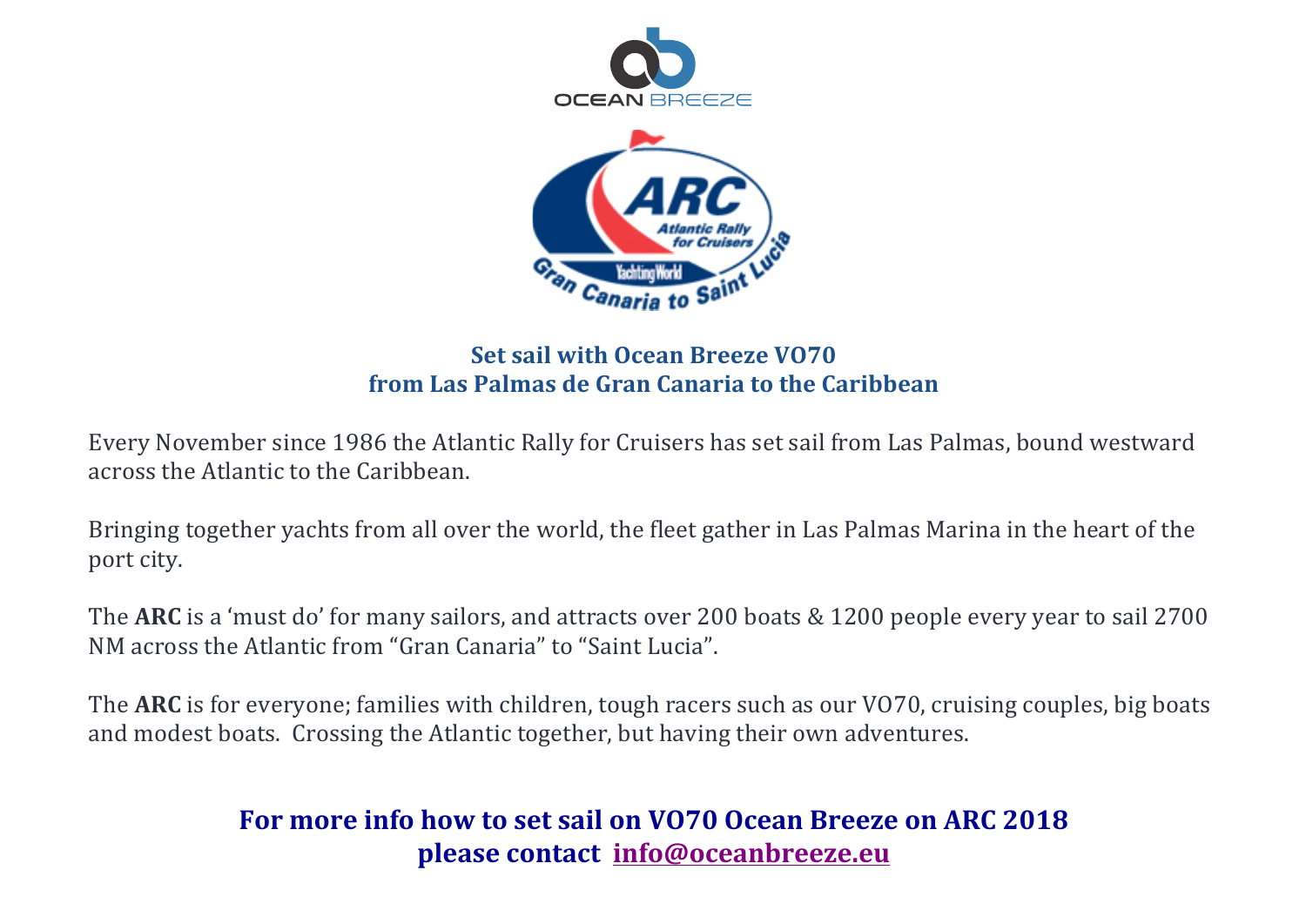**Set sail with Ocean Breeze VO70**
**from Las Palmas de Gran Canaria to the Caribbean**

Every November since 1986 the Atlantic Rally for Cruisers has set sail from Las Palmas, bound westward across the Atlantic to the Caribbean.

Bringing together yachts from all over the world, the fleet gather in Las Palmas Marina in the heart of the port city.

The **ARC** is a 'must do' for many sailors, and attracts over 200 boats & 1200 people every year to sail 2700 NM across the Atlantic from "Gran Canaria" to "Saint Lucia".

The **ARC** is for everyone; families with children, tough racers such as our VO70, cruising couples, big boats and modest boats. Crossing the Atlantic together, but having their own adventures.

**For more info how to set sail on VO70 Ocean Breeze on ARC 2018**
**please contact info@oceanbreeze.eu**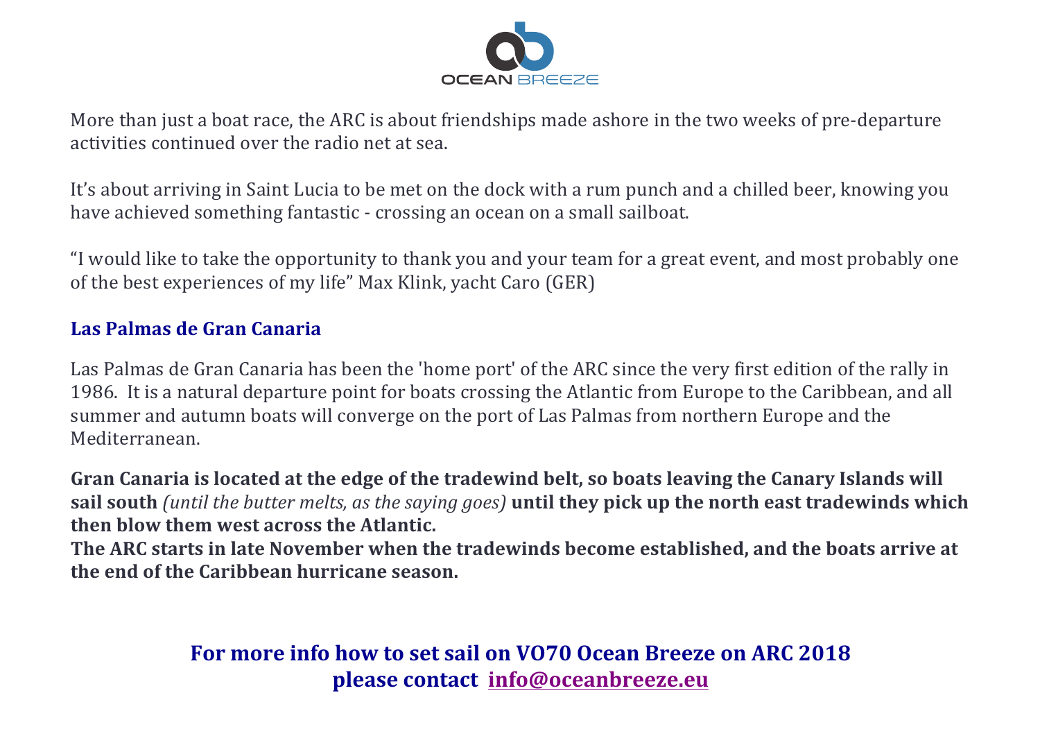More than just a boat race, the ARC is about friendships made ashore in the two weeks of pre-departure activities continued over the radio net at sea.

It's about arriving in Saint Lucia to be met on the dock with a rum punch and a chilled beer, knowing you have achieved something fantastic - crossing an ocean on a small sailboat.

"I would like to take the opportunity to thank you and your team for a great event, and most probably one of the best experiences of my life" Max Klink, yacht Caro (GER)

## Las Palmas de Gran Canaria

Las Palmas de Gran Canaria has been the 'home port' of the ARC since the very first edition of the rally in 1986. It is a natural departure point for boats crossing the Atlantic from Europe to the Caribbean, and all summer and autumn boats will converge on the port of Las Palmas from northern Europe and the Mediterranean.

**Gran Canaria is located at the edge of the tradewind belt, so boats leaving the Canary Islands will sail south** *(until the butter melts, as the saying goes)* **until they pick up the north east tradewinds which then blow them west across the Atlantic.**
**The ARC starts in late November when the tradewinds become established, and the boats arrive at the end of the Caribbean hurricane season.**

**For more info how to set sail on VO70 Ocean Breeze on ARC 2018 please contact [info@oceanbreeze.eu](mailto:info@oceanbreeze.eu)**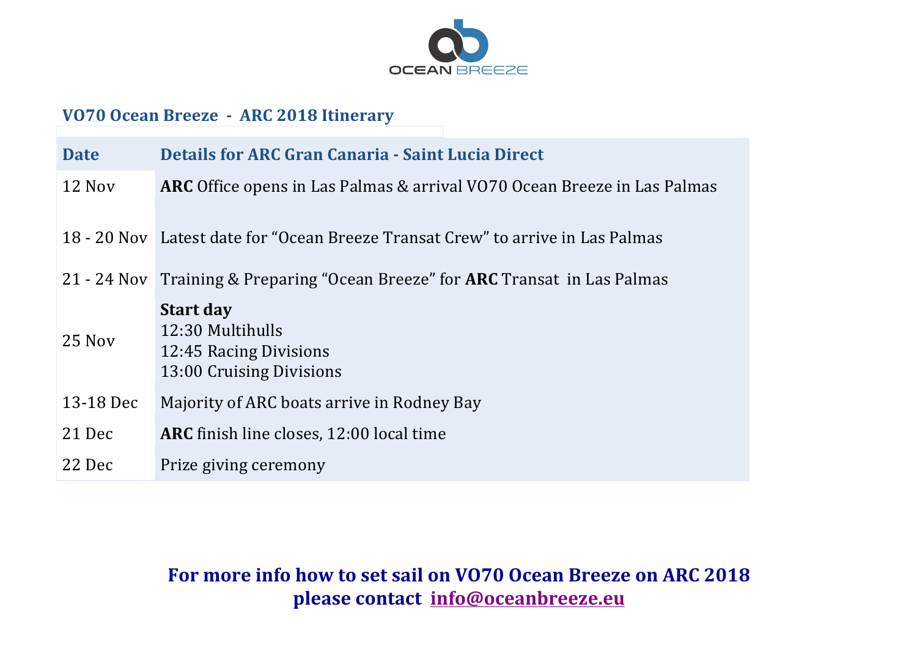OCEAN BREEZE

**VO70 Ocean Breeze - ARC 2018 Itinerary**

| Date | Details for ARC Gran Canaria - Saint Lucia Direct |
|---|---|
| 12 Nov | **ARC** Office opens in Las Palmas & arrival VO70 Ocean Breeze in Las Palmas |
| 18 - 20 Nov | Latest date for "Ocean Breeze Transat Crew" to arrive in Las Palmas |
| 21 - 24 Nov | Training & Preparing "Ocean Breeze" for **ARC** Transat in Las Palmas |
| 25 Nov | **Start day**<br>12:30 Multihulls<br>12:45 Racing Divisions<br>13:00 Cruising Divisions |
| 13-18 Dec | Majority of ARC boats arrive in Rodney Bay |
| 21 Dec | **ARC** finish line closes, 12:00 local time |
| 22 Dec | Prize giving ceremony |

**For more info how to set sail on VO70 Ocean Breeze on ARC 2018**
**please contact info@oceanbreeze.eu**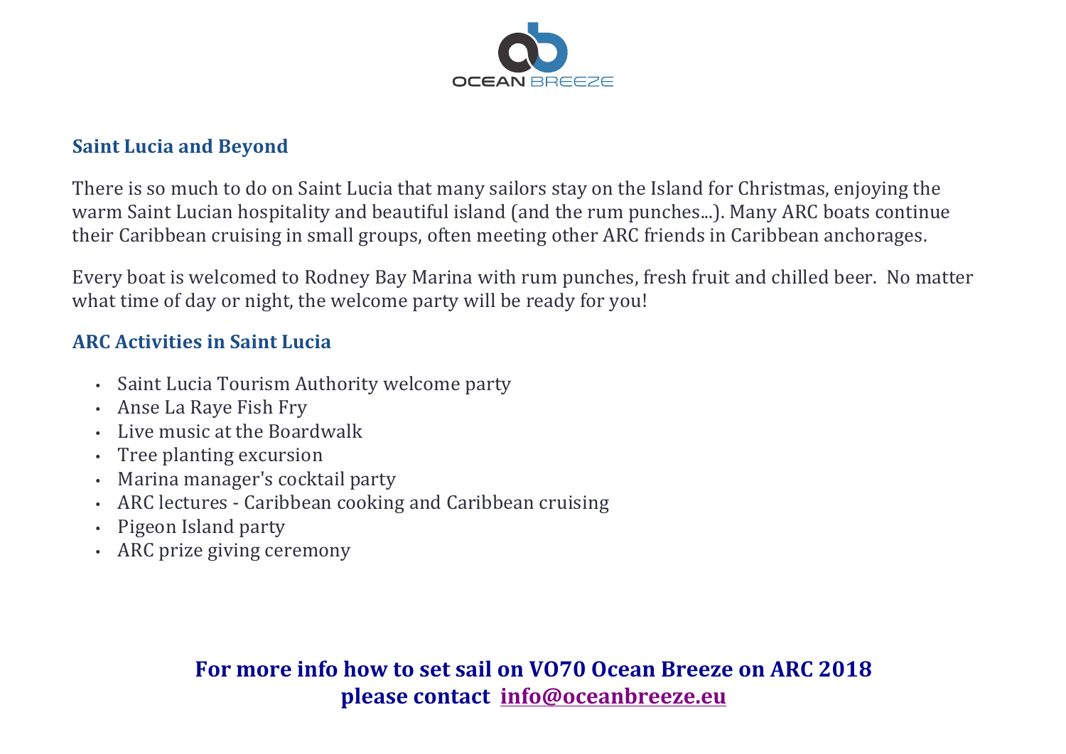## Saint Lucia and Beyond

There is so much to do on Saint Lucia that many sailors stay on the Island for Christmas, enjoying the warm Saint Lucian hospitality and beautiful island (and the rum punches...). Many ARC boats continue their Caribbean cruising in small groups, often meeting other ARC friends in Caribbean anchorages.

Every boat is welcomed to Rodney Bay Marina with rum punches, fresh fruit and chilled beer. No matter what time of day or night, the welcome party will be ready for you!

## ARC Activities in Saint Lucia

- Saint Lucia Tourism Authority welcome party
- Anse La Raye Fish Fry
- Live music at the Boardwalk
- Tree planting excursion
- Marina manager's cocktail party
- ARC lectures - Caribbean cooking and Caribbean cruising
- Pigeon Island party
- ARC prize giving ceremony

**For more info how to set sail on VO70 Ocean Breeze on ARC 2018 please contact info@oceanbreeze.eu**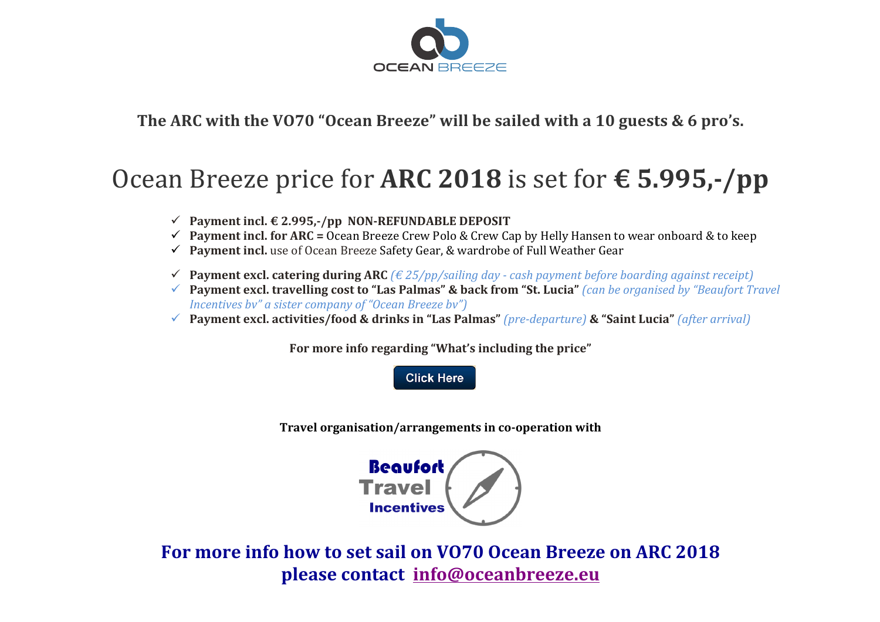**The ARC with the VO70 "Ocean Breeze" will be sailed with a 10 guests & 6 pro's.**

# Ocean Breeze price for **ARC 2018** is set for **€ 5.995,-/pp**

- ✓ **Payment incl. € 2.995,-/pp NON-REFUNDABLE DEPOSIT**
- ✓ **Payment incl. for ARC =** Ocean Breeze Crew Polo & Crew Cap by Helly Hansen to wear onboard & to keep
- ✓ **Payment incl.** use of Ocean Breeze Safety Gear, & wardrobe of Full Weather Gear

- ✓ **Payment excl. catering during ARC** *(€ 25/pp/sailing day - cash payment before boarding against receipt)*
- ✓ **Payment excl. travelling cost to "Las Palmas" & back from "St. Lucia"** *(can be organised by "Beaufort Travel Incentives bv" a sister company of "Ocean Breeze bv")*
- ✓ **Payment excl. activities/food & drinks in "Las Palmas"** *(pre-departure)* **& "Saint Lucia"** *(after arrival)*

**For more info regarding "What's including the price"**

Click Here

**Travel organisation/arrangements in co-operation with**

Beaufort Travel Incentives

**For more info how to set sail on VO70 Ocean Breeze on ARC 2018 please contact info@oceanbreeze.eu**